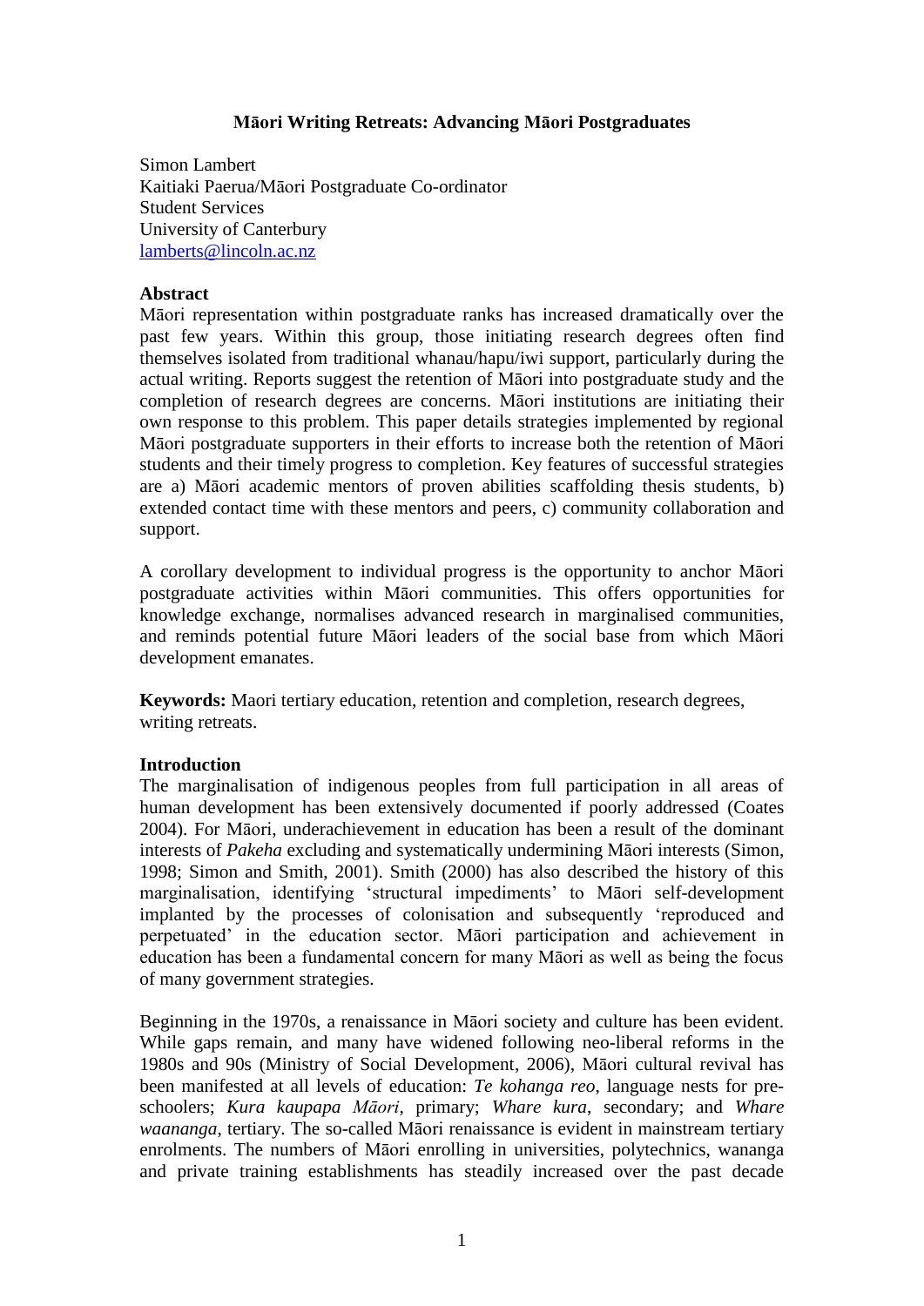**Māori Writing Retreats: Advancing Māori Postgraduates**

Simon Lambert
Kaitiaki Paerua/Māori Postgraduate Co-ordinator
Student Services
University of Canterbury
lamberts@lincoln.ac.nz

**Abstract**

Māori representation within postgraduate ranks has increased dramatically over the past few years. Within this group, those initiating research degrees often find themselves isolated from traditional whanau/hapu/iwi support, particularly during the actual writing. Reports suggest the retention of Māori into postgraduate study and the completion of research degrees are concerns. Māori institutions are initiating their own response to this problem. This paper details strategies implemented by regional Māori postgraduate supporters in their efforts to increase both the retention of Māori students and their timely progress to completion. Key features of successful strategies are a) Māori academic mentors of proven abilities scaffolding thesis students, b) extended contact time with these mentors and peers, c) community collaboration and support.

A corollary development to individual progress is the opportunity to anchor Māori postgraduate activities within Māori communities. This offers opportunities for knowledge exchange, normalises advanced research in marginalised communities, and reminds potential future Māori leaders of the social base from which Māori development emanates.

**Keywords:** Maori tertiary education, retention and completion, research degrees, writing retreats.

**Introduction**

The marginalisation of indigenous peoples from full participation in all areas of human development has been extensively documented if poorly addressed (Coates 2004). For Māori, underachievement in education has been a result of the dominant interests of *Pakeha* excluding and systematically undermining Māori interests (Simon, 1998; Simon and Smith, 2001). Smith (2000) has also described the history of this marginalisation, identifying 'structural impediments' to Māori self-development implanted by the processes of colonisation and subsequently 'reproduced and perpetuated' in the education sector. Māori participation and achievement in education has been a fundamental concern for many Māori as well as being the focus of many government strategies.

Beginning in the 1970s, a renaissance in Māori society and culture has been evident. While gaps remain, and many have widened following neo-liberal reforms in the 1980s and 90s (Ministry of Social Development, 2006), Māori cultural revival has been manifested at all levels of education: *Te kohanga reo*, language nests for pre-schoolers; *Kura kaupapa Māori*, primary; *Whare kura*, secondary; and *Whare waananga*, tertiary. The so-called Māori renaissance is evident in mainstream tertiary enrolments. The numbers of Māori enrolling in universities, polytechnics, wananga and private training establishments has steadily increased over the past decade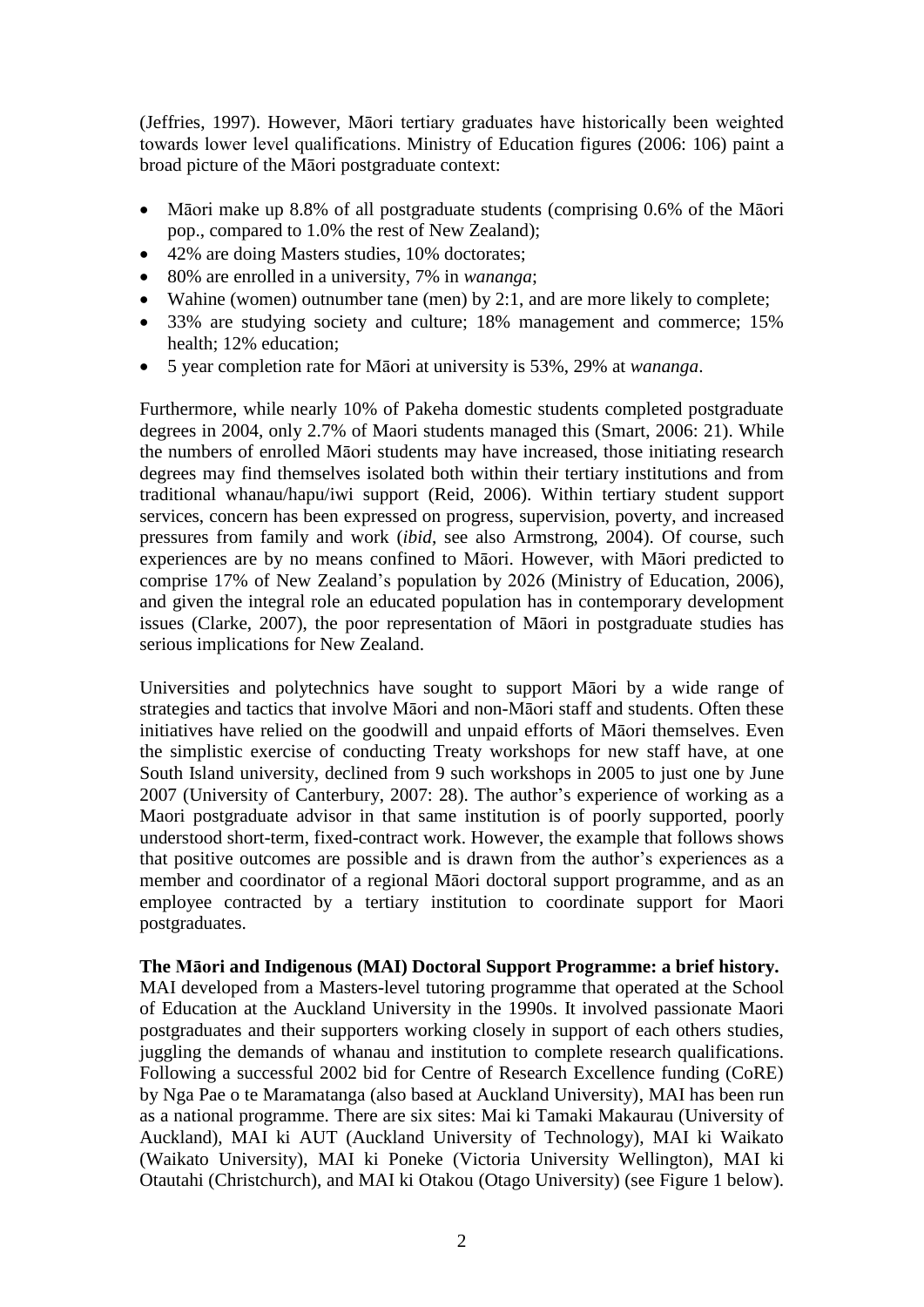(Jeffries, 1997). However, Māori tertiary graduates have historically been weighted towards lower level qualifications. Ministry of Education figures (2006: 106) paint a broad picture of the Māori postgraduate context:

- Māori make up 8.8% of all postgraduate students (comprising 0.6% of the Māori pop., compared to 1.0% the rest of New Zealand);
- 42% are doing Masters studies, 10% doctorates;
- 80% are enrolled in a university, 7% in *wananga*;
- Wahine (women) outnumber tane (men) by 2:1, and are more likely to complete;
- 33% are studying society and culture; 18% management and commerce; 15% health; 12% education;
- 5 year completion rate for Māori at university is 53%, 29% at *wananga*.

Furthermore, while nearly 10% of Pakeha domestic students completed postgraduate degrees in 2004, only 2.7% of Maori students managed this (Smart, 2006: 21). While the numbers of enrolled Māori students may have increased, those initiating research degrees may find themselves isolated both within their tertiary institutions and from traditional whanau/hapu/iwi support (Reid, 2006). Within tertiary student support services, concern has been expressed on progress, supervision, poverty, and increased pressures from family and work (*ibid*, see also Armstrong, 2004). Of course, such experiences are by no means confined to Māori. However, with Māori predicted to comprise 17% of New Zealand's population by 2026 (Ministry of Education, 2006), and given the integral role an educated population has in contemporary development issues (Clarke, 2007), the poor representation of Māori in postgraduate studies has serious implications for New Zealand.

Universities and polytechnics have sought to support Māori by a wide range of strategies and tactics that involve Māori and non-Māori staff and students. Often these initiatives have relied on the goodwill and unpaid efforts of Māori themselves. Even the simplistic exercise of conducting Treaty workshops for new staff have, at one South Island university, declined from 9 such workshops in 2005 to just one by June 2007 (University of Canterbury, 2007: 28). The author's experience of working as a Maori postgraduate advisor in that same institution is of poorly supported, poorly understood short-term, fixed-contract work. However, the example that follows shows that positive outcomes are possible and is drawn from the author's experiences as a member and coordinator of a regional Māori doctoral support programme, and as an employee contracted by a tertiary institution to coordinate support for Maori postgraduates.

**The Māori and Indigenous (MAI) Doctoral Support Programme: a brief history.**

MAI developed from a Masters-level tutoring programme that operated at the School of Education at the Auckland University in the 1990s. It involved passionate Maori postgraduates and their supporters working closely in support of each others studies, juggling the demands of whanau and institution to complete research qualifications. Following a successful 2002 bid for Centre of Research Excellence funding (CoRE) by Nga Pae o te Maramatanga (also based at Auckland University), MAI has been run as a national programme. There are six sites: Mai ki Tamaki Makaurau (University of Auckland), MAI ki AUT (Auckland University of Technology), MAI ki Waikato (Waikato University), MAI ki Poneke (Victoria University Wellington), MAI ki Otautahi (Christchurch), and MAI ki Otakou (Otago University) (see Figure 1 below).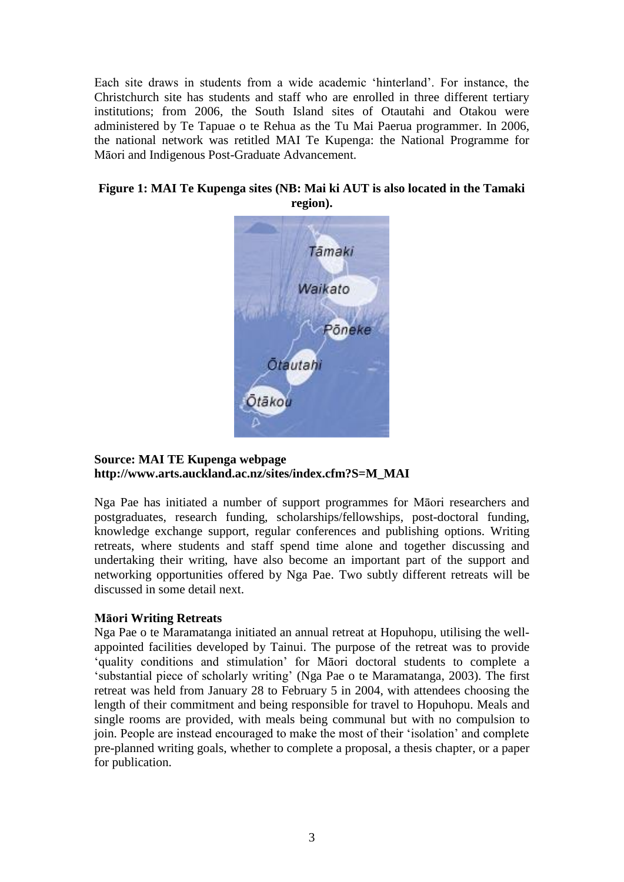Each site draws in students from a wide academic 'hinterland'. For instance, the Christchurch site has students and staff who are enrolled in three different tertiary institutions; from 2006, the South Island sites of Otautahi and Otakou were administered by Te Tapuae o te Rehua as the Tu Mai Paerua programmer. In 2006, the national network was retitled MAI Te Kupenga: the National Programme for Māori and Indigenous Post-Graduate Advancement.

**Figure 1: MAI Te Kupenga sites (NB: Mai ki AUT is also located in the Tamaki region).**

**Source: MAI TE Kupenga webpage http://www.arts.auckland.ac.nz/sites/index.cfm?S=M_MAI**

Nga Pae has initiated a number of support programmes for Māori researchers and postgraduates, research funding, scholarships/fellowships, post-doctoral funding, knowledge exchange support, regular conferences and publishing options. Writing retreats, where students and staff spend time alone and together discussing and undertaking their writing, have also become an important part of the support and networking opportunities offered by Nga Pae. Two subtly different retreats will be discussed in some detail next.

**Māori Writing Retreats**

Nga Pae o te Maramatanga initiated an annual retreat at Hopuhopu, utilising the well-appointed facilities developed by Tainui. The purpose of the retreat was to provide 'quality conditions and stimulation' for Māori doctoral students to complete a 'substantial piece of scholarly writing' (Nga Pae o te Maramatanga, 2003). The first retreat was held from January 28 to February 5 in 2004, with attendees choosing the length of their commitment and being responsible for travel to Hopuhopu. Meals and single rooms are provided, with meals being communal but with no compulsion to join. People are instead encouraged to make the most of their 'isolation' and complete pre-planned writing goals, whether to complete a proposal, a thesis chapter, or a paper for publication.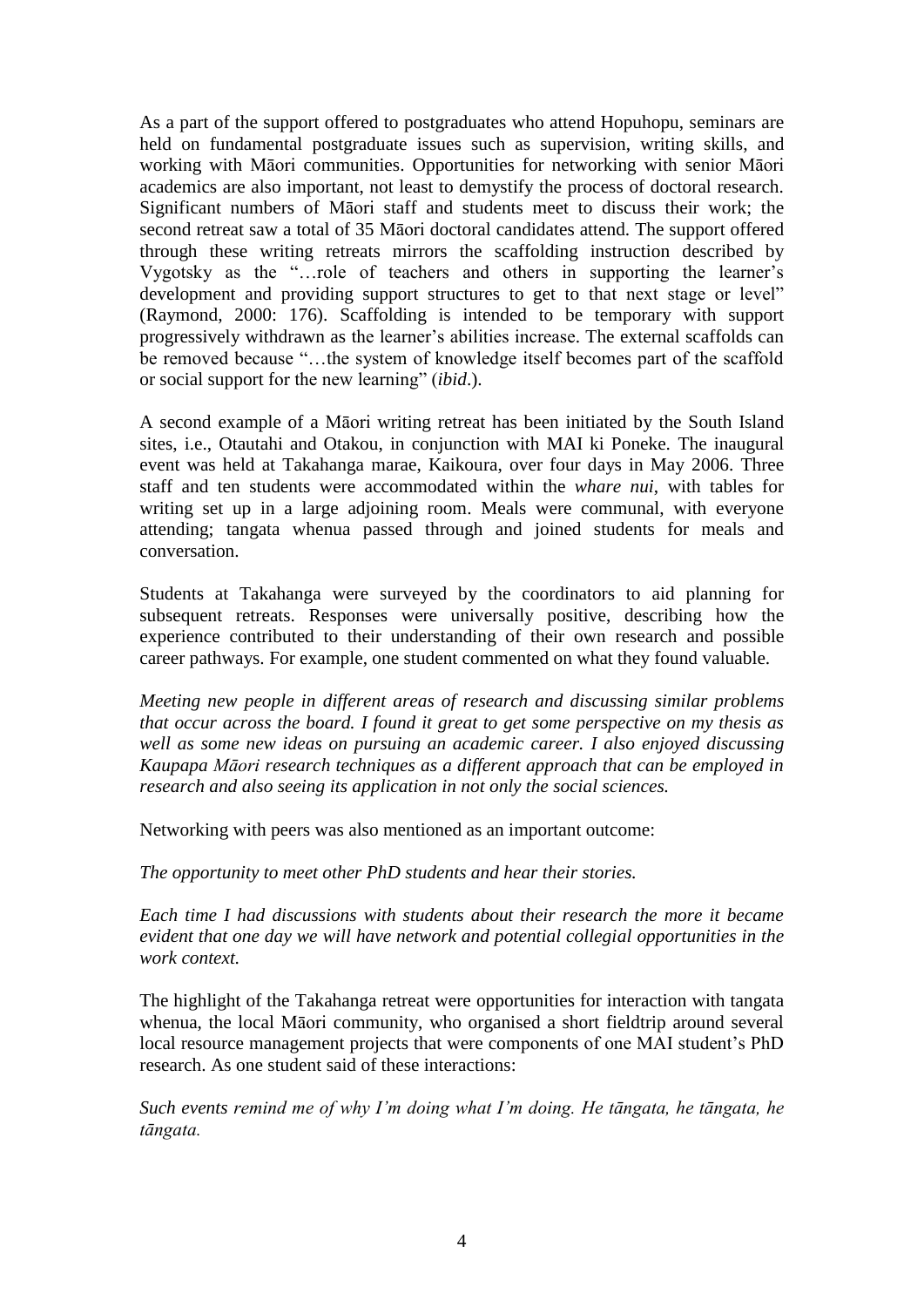As a part of the support offered to postgraduates who attend Hopuhopu, seminars are held on fundamental postgraduate issues such as supervision, writing skills, and working with Māori communities. Opportunities for networking with senior Māori academics are also important, not least to demystify the process of doctoral research. Significant numbers of Māori staff and students meet to discuss their work; the second retreat saw a total of 35 Māori doctoral candidates attend. The support offered through these writing retreats mirrors the scaffolding instruction described by Vygotsky as the "…role of teachers and others in supporting the learner's development and providing support structures to get to that next stage or level" (Raymond, 2000: 176). Scaffolding is intended to be temporary with support progressively withdrawn as the learner's abilities increase. The external scaffolds can be removed because "…the system of knowledge itself becomes part of the scaffold or social support for the new learning" (*ibid*.).

A second example of a Māori writing retreat has been initiated by the South Island sites, i.e., Otautahi and Otakou, in conjunction with MAI ki Poneke. The inaugural event was held at Takahanga marae, Kaikoura, over four days in May 2006. Three staff and ten students were accommodated within the *whare nui*, with tables for writing set up in a large adjoining room. Meals were communal, with everyone attending; tangata whenua passed through and joined students for meals and conversation.

Students at Takahanga were surveyed by the coordinators to aid planning for subsequent retreats. Responses were universally positive, describing how the experience contributed to their understanding of their own research and possible career pathways. For example, one student commented on what they found valuable.

*Meeting new people in different areas of research and discussing similar problems that occur across the board. I found it great to get some perspective on my thesis as well as some new ideas on pursuing an academic career. I also enjoyed discussing Kaupapa Māori research techniques as a different approach that can be employed in research and also seeing its application in not only the social sciences.*

Networking with peers was also mentioned as an important outcome:

*The opportunity to meet other PhD students and hear their stories.*

*Each time I had discussions with students about their research the more it became evident that one day we will have network and potential collegial opportunities in the work context.*

The highlight of the Takahanga retreat were opportunities for interaction with tangata whenua, the local Māori community, who organised a short fieldtrip around several local resource management projects that were components of one MAI student's PhD research. As one student said of these interactions:

*Such events remind me of why I'm doing what I'm doing. He tāngata, he tāngata, he tāngata.*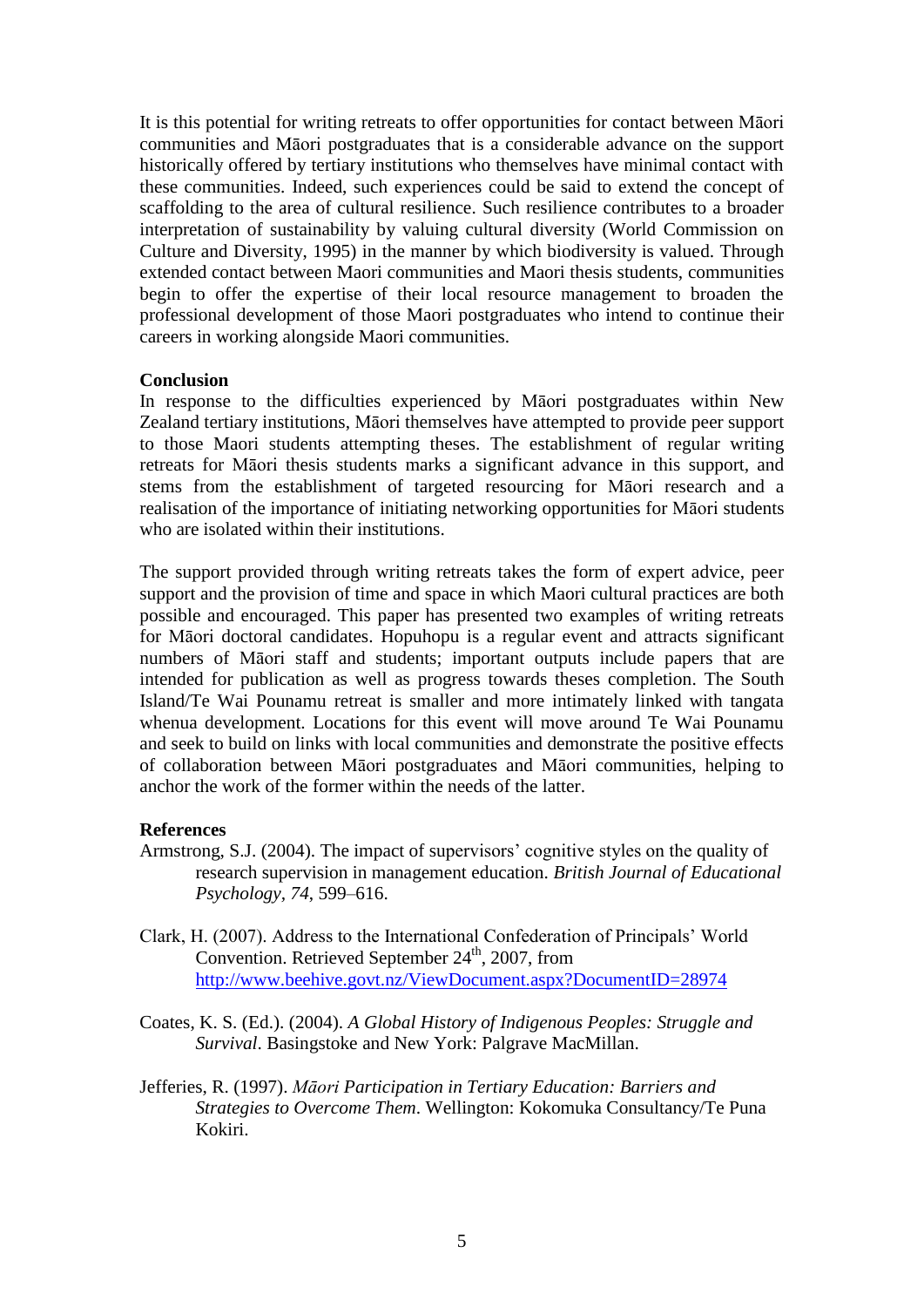It is this potential for writing retreats to offer opportunities for contact between Māori communities and Māori postgraduates that is a considerable advance on the support historically offered by tertiary institutions who themselves have minimal contact with these communities. Indeed, such experiences could be said to extend the concept of scaffolding to the area of cultural resilience. Such resilience contributes to a broader interpretation of sustainability by valuing cultural diversity (World Commission on Culture and Diversity, 1995) in the manner by which biodiversity is valued. Through extended contact between Maori communities and Maori thesis students, communities begin to offer the expertise of their local resource management to broaden the professional development of those Maori postgraduates who intend to continue their careers in working alongside Maori communities.

## Conclusion

In response to the difficulties experienced by Māori postgraduates within New Zealand tertiary institutions, Māori themselves have attempted to provide peer support to those Maori students attempting theses. The establishment of regular writing retreats for Māori thesis students marks a significant advance in this support, and stems from the establishment of targeted resourcing for Māori research and a realisation of the importance of initiating networking opportunities for Māori students who are isolated within their institutions.

The support provided through writing retreats takes the form of expert advice, peer support and the provision of time and space in which Maori cultural practices are both possible and encouraged. This paper has presented two examples of writing retreats for Māori doctoral candidates. Hopuhopu is a regular event and attracts significant numbers of Māori staff and students; important outputs include papers that are intended for publication as well as progress towards theses completion. The South Island/Te Wai Pounamu retreat is smaller and more intimately linked with tangata whenua development. Locations for this event will move around Te Wai Pounamu and seek to build on links with local communities and demonstrate the positive effects of collaboration between Māori postgraduates and Māori communities, helping to anchor the work of the former within the needs of the latter.

## References

Armstrong, S.J. (2004). The impact of supervisors' cognitive styles on the quality of research supervision in management education. *British Journal of Educational Psychology*, *74*, 599–616.

Clark, H. (2007). Address to the International Confederation of Principals' World Convention. Retrieved September 24th, 2007, from http://www.beehive.govt.nz/ViewDocument.aspx?DocumentID=28974

Coates, K. S. (Ed.). (2004). *A Global History of Indigenous Peoples: Struggle and Survival*. Basingstoke and New York: Palgrave MacMillan.

Jefferies, R. (1997). *Māori Participation in Tertiary Education: Barriers and Strategies to Overcome Them*. Wellington: Kokomuka Consultancy/Te Puna Kokiri.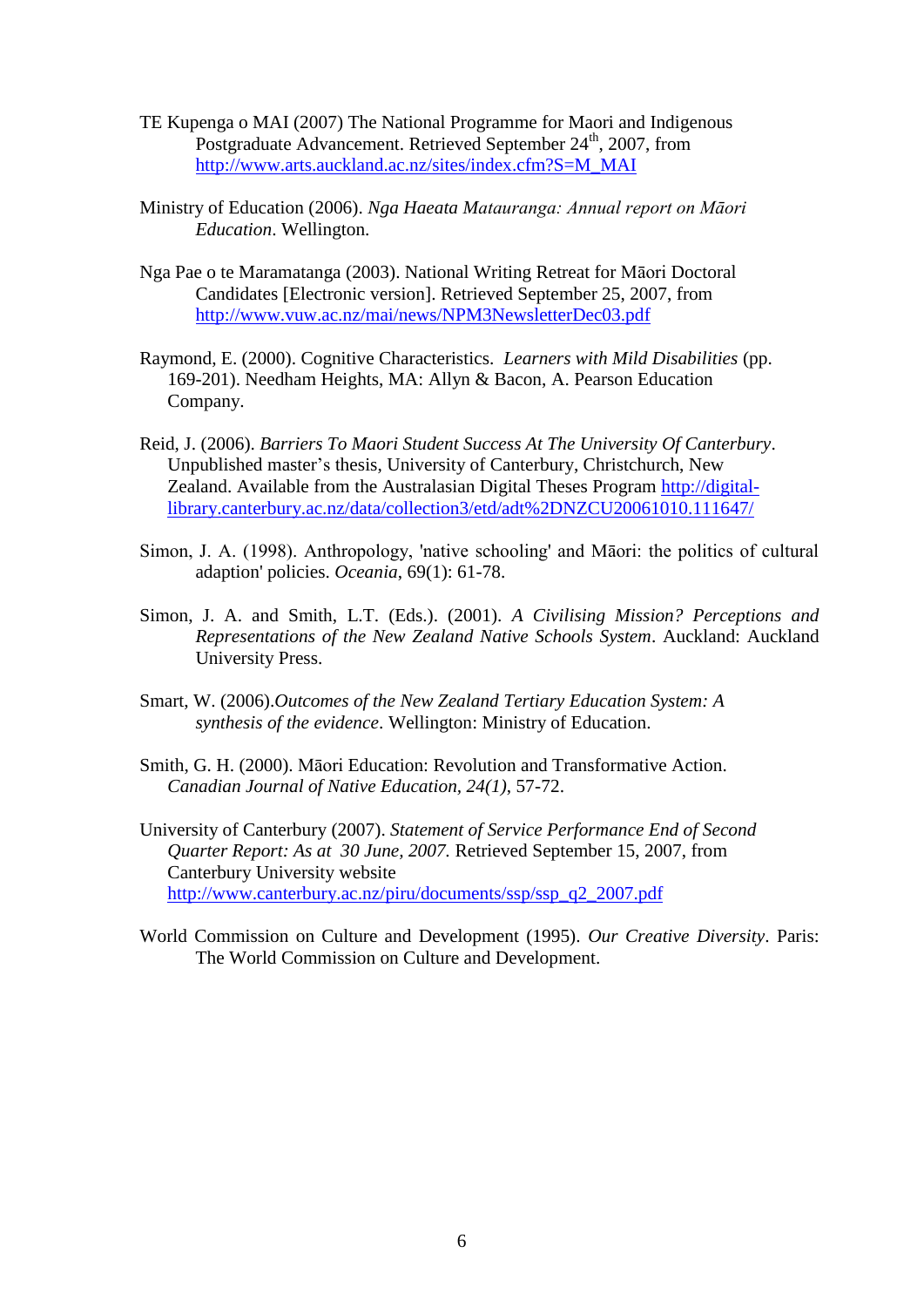TE Kupenga o MAI (2007) The National Programme for Maori and Indigenous Postgraduate Advancement. Retrieved September 24th, 2007, from http://www.arts.auckland.ac.nz/sites/index.cfm?S=M_MAI

Ministry of Education (2006). *Nga Haeata Matauranga: Annual report on Māori Education*. Wellington.

Nga Pae o te Maramatanga (2003). National Writing Retreat for Māori Doctoral Candidates [Electronic version]. Retrieved September 25, 2007, from http://www.vuw.ac.nz/mai/news/NPM3NewsletterDec03.pdf

Raymond, E. (2000). Cognitive Characteristics. *Learners with Mild Disabilities* (pp. 169-201). Needham Heights, MA: Allyn & Bacon, A. Pearson Education Company.

Reid, J. (2006). *Barriers To Maori Student Success At The University Of Canterbury*. Unpublished master's thesis, University of Canterbury, Christchurch, New Zealand. Available from the Australasian Digital Theses Program http://digital-library.canterbury.ac.nz/data/collection3/etd/adt%2DNZCU20061010.111647/

Simon, J. A. (1998). Anthropology, 'native schooling' and Māori: the politics of cultural adaption' policies. *Oceania*, 69(1): 61-78.

Simon, J. A. and Smith, L.T. (Eds.). (2001). *A Civilising Mission? Perceptions and Representations of the New Zealand Native Schools System*. Auckland: Auckland University Press.

Smart, W. (2006).*Outcomes of the New Zealand Tertiary Education System: A synthesis of the evidence*. Wellington: Ministry of Education.

Smith, G. H. (2000). Māori Education: Revolution and Transformative Action. *Canadian Journal of Native Education, 24(1)*, 57-72.

University of Canterbury (2007). *Statement of Service Performance End of Second Quarter Report: As at 30 June, 2007*. Retrieved September 15, 2007, from Canterbury University website http://www.canterbury.ac.nz/piru/documents/ssp/ssp_q2_2007.pdf

World Commission on Culture and Development (1995). *Our Creative Diversity*. Paris: The World Commission on Culture and Development.